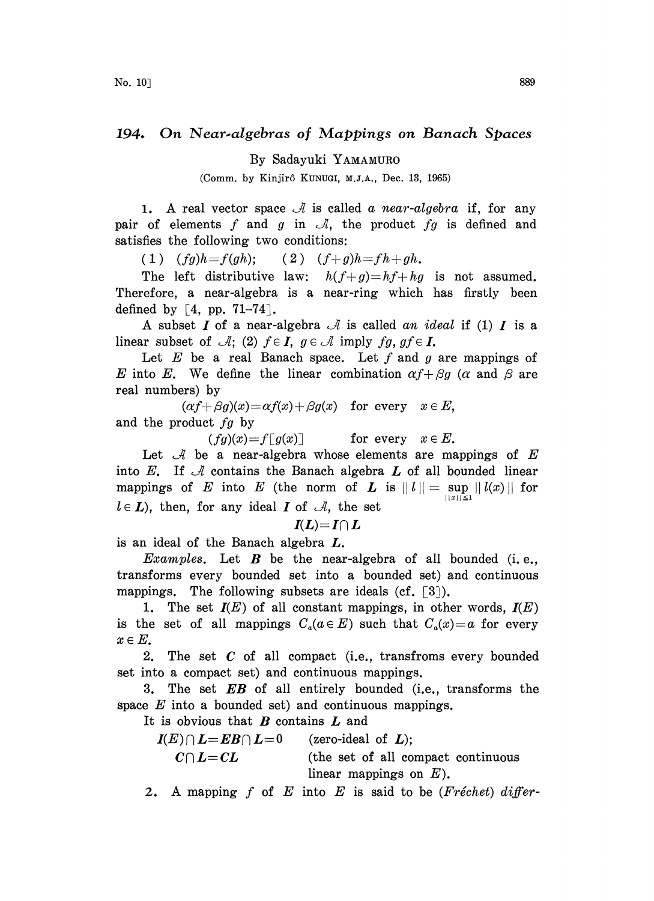# 194. On Near-algebras of Mappings on Banach Spaces

By Sadayuki YAMAMURO

(Comm. by Kinjirô KUNUGI, M.J.A., Dec. 13, 1965)

1. A real vector space $\mathcal{A}$ is called *a near-algebra* if, for any pair of elements $f$ and $g$ in $\mathcal{A}$, the product $fg$ is defined and satisfies the following two conditions:

(1) $(fg)h=f(gh)$; (2) $(f+g)h=fh+gh$.

The left distributive law: $h(f+g)=hf+hg$ is not assumed. Therefore, a near-algebra is a near-ring which has firstly been defined by [4, pp. 71–74].

A subset $\boldsymbol{I}$ of a near-algebra $\mathcal{A}$ is called *an ideal* if (1) $\boldsymbol{I}$ is a linear subset of $\mathcal{A}$; (2) $f\in \boldsymbol{I}$, $g\in\mathcal{A}$ imply $fg, gf\in \boldsymbol{I}$.

Let $E$ be a real Banach space. Let $f$ and $g$ are mappings of $E$ into $E$. We define the linear combination $\alpha f+\beta g$ ($\alpha$ and $\beta$ are real numbers) by

$$(\alpha f+\beta g)(x)=\alpha f(x)+\beta g(x) \quad \text{for every} \quad x\in E,$$

and the product $fg$ by

$$(fg)(x)=f[g(x)] \quad \text{for every} \quad x\in E.$$

Let $\mathcal{A}$ be a near-algebra whose elements are mappings of $E$ into $E$. If $\mathcal{A}$ contains the Banach algebra $\boldsymbol{L}$ of all bounded linear mappings of $E$ into $E$ (the norm of $\boldsymbol{L}$ is $\|l\|=\sup_{\|x\|\leq 1}\|l(x)\|$ for $l\in \boldsymbol{L}$), then, for any ideal $\boldsymbol{I}$ of $\mathcal{A}$, the set

$$\boldsymbol{I}(\boldsymbol{L})=\boldsymbol{I}\cap \boldsymbol{L}$$

is an ideal of the Banach algebra $\boldsymbol{L}$.

*Examples.* Let $\boldsymbol{B}$ be the near-algebra of all bounded (i.e., transforms every bounded set into a bounded set) and continuous mappings. The following subsets are ideals (cf. [3]).

1. The set $\boldsymbol{I}(E)$ of all constant mappings, in other words, $\boldsymbol{I}(E)$ is the set of all mappings $C_a (a\in E)$ such that $C_a(x)=a$ for every $x\in E$.

2. The set $\boldsymbol{C}$ of all compact (i.e., transfroms every bounded set into a compact set) and continuous mappings.

3. The set $\boldsymbol{EB}$ of all entirely bounded (i.e., transforms the space $E$ into a bounded set) and continuous mappings.

It is obvious that $\boldsymbol{B}$ contains $\boldsymbol{L}$ and

$\boldsymbol{I}(E)\cap \boldsymbol{L}=\boldsymbol{EB}\cap \boldsymbol{L}=0$ (zero-ideal of $\boldsymbol{L}$);

$\boldsymbol{C}\cap \boldsymbol{L}=\boldsymbol{CL}$ (the set of all compact continuous linear mappings on $E$).

2. A mapping $f$ of $E$ into $E$ is said to be (*Fréchet*) *differ-*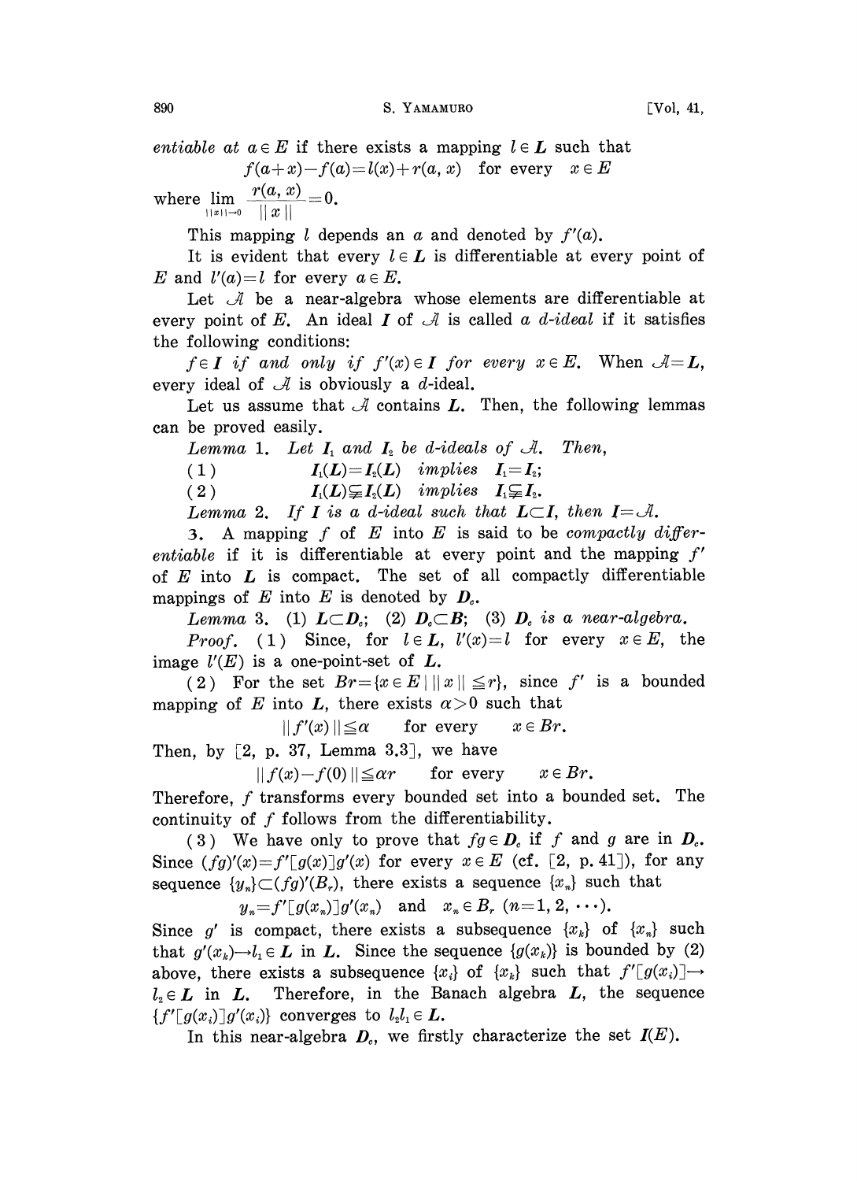*entiable at* $a \in E$ *if there exists a mapping* $l \in \boldsymbol{L}$ *such that*

$$f(a+x)-f(a)=l(x)+r(a, x) \quad \text{for every} \quad x \in E$$

where $\lim_{||x|| \to 0} \frac{r(a, x)}{||x||}=0.$

This mapping $l$ depends an $a$ and denoted by $f'(a)$.

It is evident that every $l \in \boldsymbol{L}$ is differentiable at every point of $E$ and $l'(a)=l$ for every $a \in E$.

Let $\mathcal{A}$ be a near-algebra whose elements are differentiable at every point of $E$. An ideal $\boldsymbol{I}$ of $\mathcal{A}$ is called *a d-ideal* if it satisfies the following conditions:

$f \in \boldsymbol{I}$ *if and only if* $f'(x) \in \boldsymbol{I}$ *for every* $x \in E$. When $\mathcal{A}=\boldsymbol{L}$, every ideal of $\mathcal{A}$ is obviously a $d$-ideal.

Let us assume that $\mathcal{A}$ contains $\boldsymbol{L}$. Then, the following lemmas can be proved easily.

*Lemma* 1. *Let* $\boldsymbol{I}_1$ *and* $\boldsymbol{I}_2$ *be d-ideals of* $\mathcal{A}$. *Then,*

(1) $\quad \boldsymbol{I}_1(\boldsymbol{L})=\boldsymbol{I}_2(\boldsymbol{L})$ *implies* $\boldsymbol{I}_1=\boldsymbol{I}_2$;

(2) $\quad \boldsymbol{I}_1(\boldsymbol{L}) \subsetneqq \boldsymbol{I}_2(\boldsymbol{L})$ *implies* $\boldsymbol{I}_1 \subsetneqq \boldsymbol{I}_2$.

*Lemma* 2. *If* $\boldsymbol{I}$ *is a d-ideal such that* $\boldsymbol{L} \subset \boldsymbol{I}$, *then* $\boldsymbol{I}=\mathcal{A}$.

3. A mapping $f$ of $E$ into $E$ is said to be *compactly differentiable* if it is differentiable at every point and the mapping $f'$ of $E$ into $\boldsymbol{L}$ is compact. The set of all compactly differentiable mappings of $E$ into $E$ is denoted by $\boldsymbol{D}_c$.

*Lemma* 3. (1) $\boldsymbol{L} \subset \boldsymbol{D}_c$; (2) $\boldsymbol{D}_c \subset \boldsymbol{B}$; (3) $\boldsymbol{D}_c$ *is a near-algebra.*

*Proof.* (1) Since, for $l \in \boldsymbol{L}$, $l'(x)=l$ for every $x \in E$, the image $l'(E)$ is a one-point-set of $\boldsymbol{L}$.

(2) For the set $Br=\{x \in E \mid ||x|| \leqq r\}$, since $f'$ is a bounded mapping of $E$ into $\boldsymbol{L}$, there exists $\alpha>0$ such that

$$||f'(x)|| \leqq \alpha \quad \text{for every} \quad x \in Br.$$

Then, by [2, p. 37, Lemma 3.3], we have

$$||f(x)-f(0)|| \leqq \alpha r \quad \text{for every} \quad x \in Br.$$

Therefore, $f$ transforms every bounded set into a bounded set. The continuity of $f$ follows from the differentiability.

(3) We have only to prove that $fg \in \boldsymbol{D}_c$ if $f$ and $g$ are in $\boldsymbol{D}_c$. Since $(fg)'(x)=f'[g(x)]g'(x)$ for every $x \in E$ (cf. [2, p. 41]), for any sequence $\{y_n\} \subset (fg)'(B_r)$, there exists a sequence $\{x_n\}$ such that

$$y_n=f'[g(x_n)]g'(x_n) \quad \text{and} \quad x_n \in B_r \ (n=1, 2, \cdots).$$

Since $g'$ is compact, there exists a subsequence $\{x_k\}$ of $\{x_n\}$ such that $g'(x_k) \to l_1 \in \boldsymbol{L}$ in $\boldsymbol{L}$. Since the sequence $\{g(x_k)\}$ is bounded by (2) above, there exists a subsequence $\{x_i\}$ of $\{x_k\}$ such that $f'[g(x_i)] \to l_2 \in \boldsymbol{L}$ in $\boldsymbol{L}$. Therefore, in the Banach algebra $\boldsymbol{L}$, the sequence $\{f'[g(x_i)]g'(x_i)\}$ converges to $l_2 l_1 \in \boldsymbol{L}$.

In this near-algebra $\boldsymbol{D}_c$, we firstly characterize the set $\boldsymbol{I}(E)$.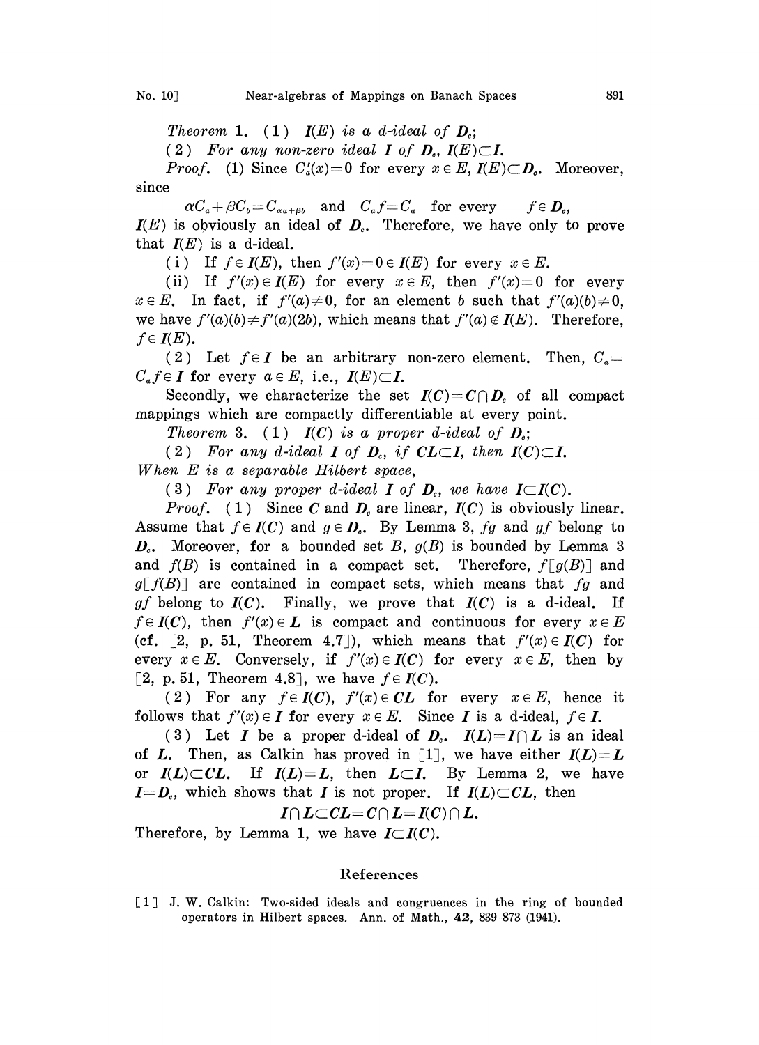*Theorem* 1. (1) $\boldsymbol{I}(E)$ *is a d-ideal of* $\boldsymbol{D}_c$;

(2) *For any non-zero ideal* $\boldsymbol{I}$ *of* $\boldsymbol{D}_c$, $\boldsymbol{I}(E)\subset\boldsymbol{I}$.

*Proof.* (1) Since $C'_a(x)=0$ for every $x\in E$, $\boldsymbol{I}(E)\subset\boldsymbol{D}_c$. Moreover, since

$$\alpha C_a+\beta C_b=C_{\alpha a+\beta b} \quad \text{and} \quad C_a f=C_a \quad \text{for every} \quad f\in\boldsymbol{D}_c,$$

$\boldsymbol{I}(E)$ is obviously an ideal of $\boldsymbol{D}_c$. Therefore, we have only to prove that $\boldsymbol{I}(E)$ is a d-ideal.

(i) If $f\in\boldsymbol{I}(E)$, then $f'(x)=0\in\boldsymbol{I}(E)$ for every $x\in E$.

(ii) If $f'(x)\in\boldsymbol{I}(E)$ for every $x\in E$, then $f'(x)=0$ for every $x\in E$. In fact, if $f'(a)\neq 0$, for an element $b$ such that $f'(a)(b)\neq 0$, we have $f'(a)(b)\neq f'(a)(2b)$, which means that $f'(a)\notin\boldsymbol{I}(E)$. Therefore, $f\in\boldsymbol{I}(E)$.

(2) Let $f\in\boldsymbol{I}$ be an arbitrary non-zero element. Then, $C_a=C_a f\in\boldsymbol{I}$ for every $a\in E$, i.e., $\boldsymbol{I}(E)\subset\boldsymbol{I}$.

Secondly, we characterize the set $\boldsymbol{I}(\boldsymbol{C})=\boldsymbol{C}\cap\boldsymbol{D}_c$ of all compact mappings which are compactly differentiable at every point.

*Theorem* 3. (1) $\boldsymbol{I}(\boldsymbol{C})$ *is a proper d-ideal of* $\boldsymbol{D}_c$;

(2) *For any d-ideal* $\boldsymbol{I}$ *of* $\boldsymbol{D}_c$, *if* $\boldsymbol{CL}\subset\boldsymbol{I}$, *then* $\boldsymbol{I}(\boldsymbol{C})\subset\boldsymbol{I}$.

*When* $E$ *is a separable Hilbert space,*

(3) *For any proper d-ideal* $\boldsymbol{I}$ *of* $\boldsymbol{D}_c$, *we have* $\boldsymbol{I}\subset\boldsymbol{I}(\boldsymbol{C})$.

*Proof.* (1) Since $\boldsymbol{C}$ and $\boldsymbol{D}_c$ are linear, $\boldsymbol{I}(\boldsymbol{C})$ is obviously linear. Assume that $f\in\boldsymbol{I}(\boldsymbol{C})$ and $g\in\boldsymbol{D}_c$. By Lemma 3, $fg$ and $gf$ belong to $\boldsymbol{D}_c$. Moreover, for a bounded set $B$, $g(B)$ is bounded by Lemma 3 and $f(B)$ is contained in a compact set. Therefore, $f[g(B)]$ and $g[f(B)]$ are contained in compact sets, which means that $fg$ and $gf$ belong to $\boldsymbol{I}(\boldsymbol{C})$. Finally, we prove that $\boldsymbol{I}(\boldsymbol{C})$ is a d-ideal. If $f\in\boldsymbol{I}(\boldsymbol{C})$, then $f'(x)\in\boldsymbol{L}$ is compact and continuous for every $x\in E$ (cf. [2, p. 51, Theorem 4.7]), which means that $f'(x)\in\boldsymbol{I}(\boldsymbol{C})$ for every $x\in E$. Conversely, if $f'(x)\in\boldsymbol{I}(\boldsymbol{C})$ for every $x\in E$, then by [2, p. 51, Theorem 4.8], we have $f\in\boldsymbol{I}(\boldsymbol{C})$.

(2) For any $f\in\boldsymbol{I}(\boldsymbol{C})$, $f'(x)\in\boldsymbol{CL}$ for every $x\in E$, hence it follows that $f'(x)\in\boldsymbol{I}$ for every $x\in E$. Since $\boldsymbol{I}$ is a d-ideal, $f\in\boldsymbol{I}$.

(3) Let $\boldsymbol{I}$ be a proper d-ideal of $\boldsymbol{D}_c$. $\boldsymbol{I}(\boldsymbol{L})=\boldsymbol{I}\cap\boldsymbol{L}$ is an ideal of $\boldsymbol{L}$. Then, as Calkin has proved in [1], we have either $\boldsymbol{I}(\boldsymbol{L})=\boldsymbol{L}$ or $\boldsymbol{I}(\boldsymbol{L})\subset\boldsymbol{CL}$. If $\boldsymbol{I}(\boldsymbol{L})=\boldsymbol{L}$, then $\boldsymbol{L}\subset\boldsymbol{I}$. By Lemma 2, we have $\boldsymbol{I}=\boldsymbol{D}_c$, which shows that $\boldsymbol{I}$ is not proper. If $\boldsymbol{I}(\boldsymbol{L})\subset\boldsymbol{CL}$, then

$$\boldsymbol{I}\cap\boldsymbol{L}\subset\boldsymbol{CL}=\boldsymbol{C}\cap\boldsymbol{L}=\boldsymbol{I}(\boldsymbol{C})\cap\boldsymbol{L}.$$

Therefore, by Lemma 1, we have $\boldsymbol{I}\subset\boldsymbol{I}(\boldsymbol{C})$.

## References

[1] J. W. Calkin: Two-sided ideals and congruences in the ring of bounded operators in Hilbert spaces. Ann. of Math., **42**, 839-873 (1941).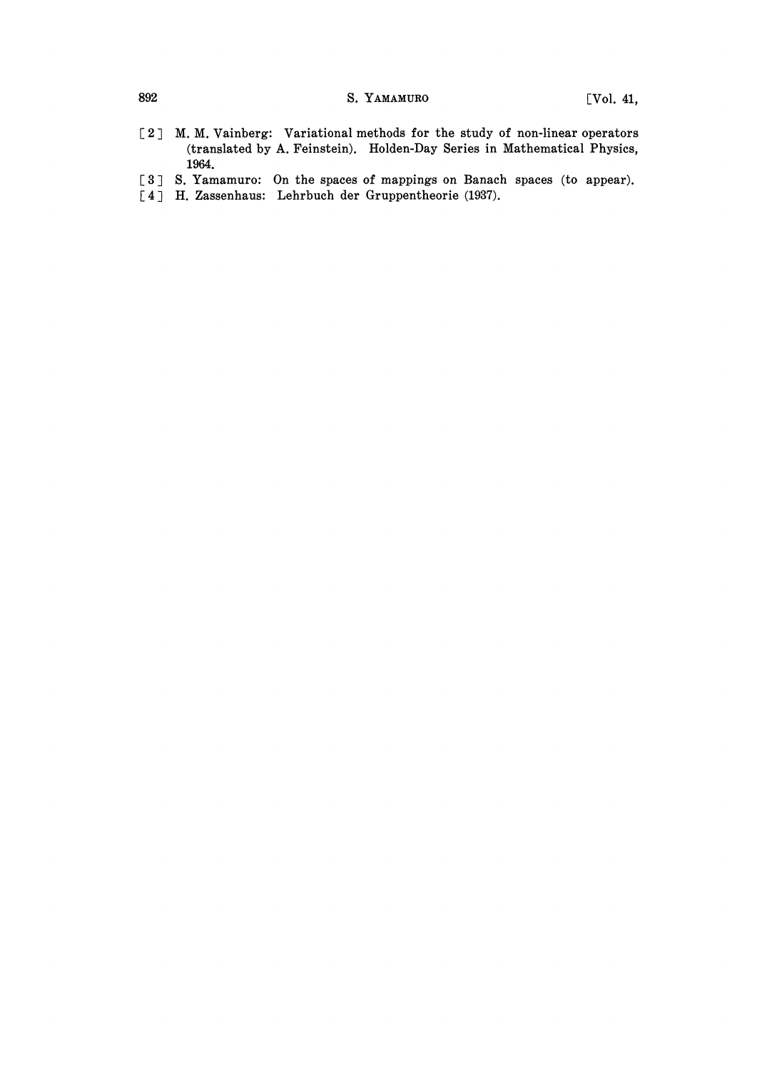[2] M. M. Vainberg: Variational methods for the study of non-linear operators (translated by A. Feinstein). Holden-Day Series in Mathematical Physics, 1964.

[3] S. Yamamuro: On the spaces of mappings on Banach spaces (to appear).

[4] H. Zassenhaus: Lehrbuch der Gruppentheorie (1937).